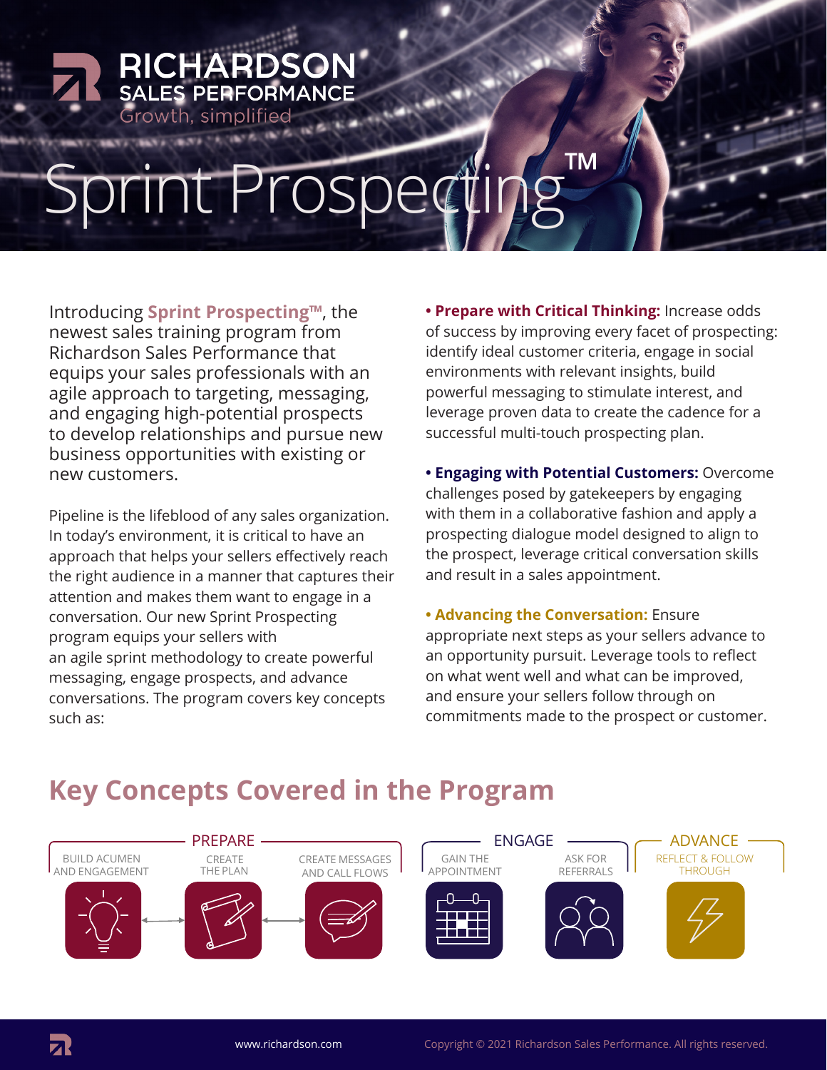# Sprint Prospecting™

Introducing **Sprint Prospecting™**, the newest sales training program from Richardson Sales Performance that equips your sales professionals with an agile approach to targeting, messaging, and engaging high-potential prospects to develop relationships and pursue new business opportunities with existing or new customers.

Pipeline is the lifeblood of any sales organization. In today's environment, it is critical to have an approach that helps your sellers effectively reach the right audience in a manner that captures their attention and makes them want to engage in a conversation. Our new Sprint Prospecting program equips your sellers with an agile sprint methodology to create powerful messaging, engage prospects, and advance conversations. The program covers key concepts such as:

- **Prepare with Critical Thinking:** Increase odds of success by improving every facet of prospecting: identify ideal customer criteria, engage in social environments with relevant insights, build powerful messaging to stimulate interest, and leverage proven data to create the cadence for a successful multi-touch prospecting plan.
- **Engaging with Potential Customers:** Overcome challenges posed by gatekeepers by engaging with them in a collaborative fashion and apply a prospecting dialogue model designed to align to the prospect, leverage critical conversation skills and result in a sales appointment.
- **Advancing the Conversation:** Ensure appropriate next steps as your sellers advance to an opportunity pursuit. Leverage tools to reflect on what went well and what can be improved, and ensure your sellers follow through on commitments made to the prospect or customer.

## Key Concepts Covered in the Program

**PREPARE**
- BUILD ACUMEN AND ENGAGEMENT
- CREATE THE PLAN
- CREATE MESSAGES AND CALL FLOWS

**ENGAGE**
- GAIN THE APPOINTMENT
- ASK FOR REFERRALS

**ADVANCE**
- REFLECT & FOLLOW THROUGH

www.richardson.com

Copyright © 2021 Richardson Sales Performance. All rights reserved.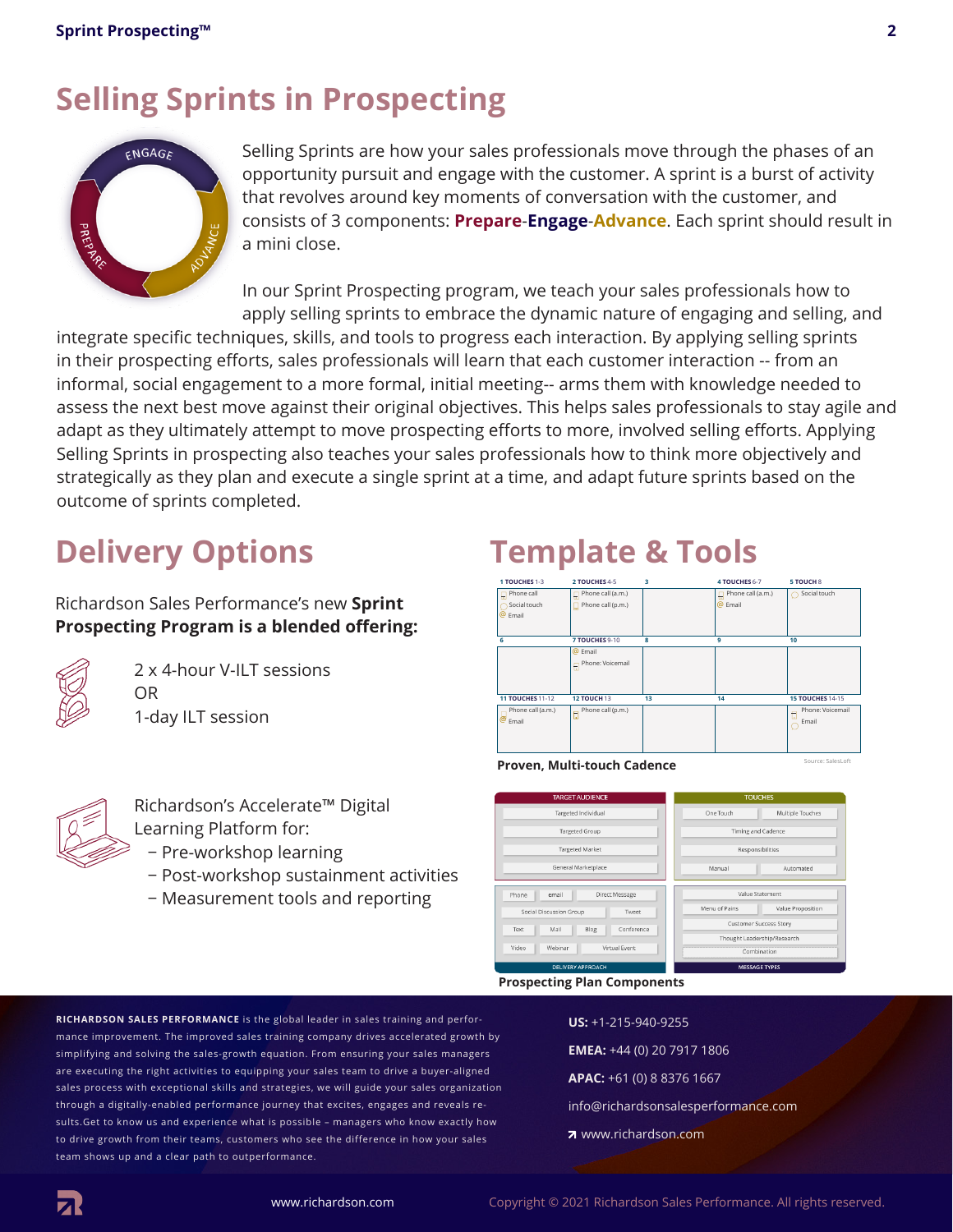## Selling Sprints in Prospecting

ENGAGE
PREPARE
ADVANCE

Selling Sprints are how your sales professionals move through the phases of an opportunity pursuit and engage with the customer. A sprint is a burst of activity that revolves around key moments of conversation with the customer, and consists of 3 components: **Prepare**-**Engage**-**Advance**. Each sprint should result in a mini close.

In our Sprint Prospecting program, we teach your sales professionals how to apply selling sprints to embrace the dynamic nature of engaging and selling, and integrate specific techniques, skills, and tools to progress each interaction. By applying selling sprints in their prospecting efforts, sales professionals will learn that each customer interaction -- from an informal, social engagement to a more formal, initial meeting-- arms them with knowledge needed to assess the next best move against their original objectives. This helps sales professionals to stay agile and adapt as they ultimately attempt to move prospecting efforts to more, involved selling efforts. Applying Selling Sprints in prospecting also teaches your sales professionals how to think more objectively and strategically as they plan and execute a single sprint at a time, and adapt future sprints based on the outcome of sprints completed.

## Delivery Options

Richardson Sales Performance's new **Sprint Prospecting Program is a blended offering:**

2 x 4-hour V-ILT sessions
OR
1-day ILT session

Richardson's Accelerate™ Digital Learning Platform for:
- Pre-workshop learning
- Post-workshop sustainment activities
- Measurement tools and reporting

## Template & Tools

| 1 TOUCHES 1-3 | 2 TOUCHES 4-5 | 3 | 4 TOUCHES 6-7 | 5 TOUCH 8 |
|---|---|---|---|---|
| Phone call, Social touch, Email | Phone call (a.m.), Phone call (p.m.) | | Phone call (a.m.), Email | Social touch |
| **6** | **7 TOUCHES 9-10** | **8** | **9** | **10** |
| | Email, Phone: Voicemail | | | |
| **11 TOUCHES 11-12** | **12 TOUCH 13** | **13** | **14** | **15 TOUCHES 14-15** |
| Phone call (a.m.), Email | Phone call (p.m.) | | | Phone: Voicemail, Email |

Source: SalesLoft

**Proven, Multi-touch Cadence**

TARGET AUDIENCE: Targeted Individual; Targeted Group; Targeted Market; General Marketplace

TOUCHES: One Touch; Multiple Touches; Timing and Cadence; Responsibilities; Manual; Automated

DELIVERY APPROACH: Phone; email; Direct Message; Social Discussion Group; Tweet; Text; Mail; Blog; Conference; Video; Webinar; Virtual Event

MESSAGE TYPES: Value Statement; Menu of Pains; Value Proposition; Customer Success Story; Thought Leadership/Research; Combination

**Prospecting Plan Components**

**RICHARDSON SALES PERFORMANCE** is the global leader in sales training and performance improvement. The improved sales training company drives accelerated growth by simplifying and solving the sales-growth equation. From ensuring your sales managers are executing the right activities to equipping your sales team to drive a buyer-aligned sales process with exceptional skills and strategies, we will guide your sales organization through a digitally-enabled performance journey that excites, engages and reveals results.Get to know us and experience what is possible – managers who know exactly how to drive growth from their teams, customers who see the difference in how your sales team shows up and a clear path to outperformance.

**US:** +1-215-940-9255

**EMEA:** +44 (0) 20 7917 1806

**APAC:** +61 (0) 8 8376 1667

info@richardsonsalesperformance.com

www.richardson.com

www.richardson.com

Copyright © 2021 Richardson Sales Performance. All rights reserved.